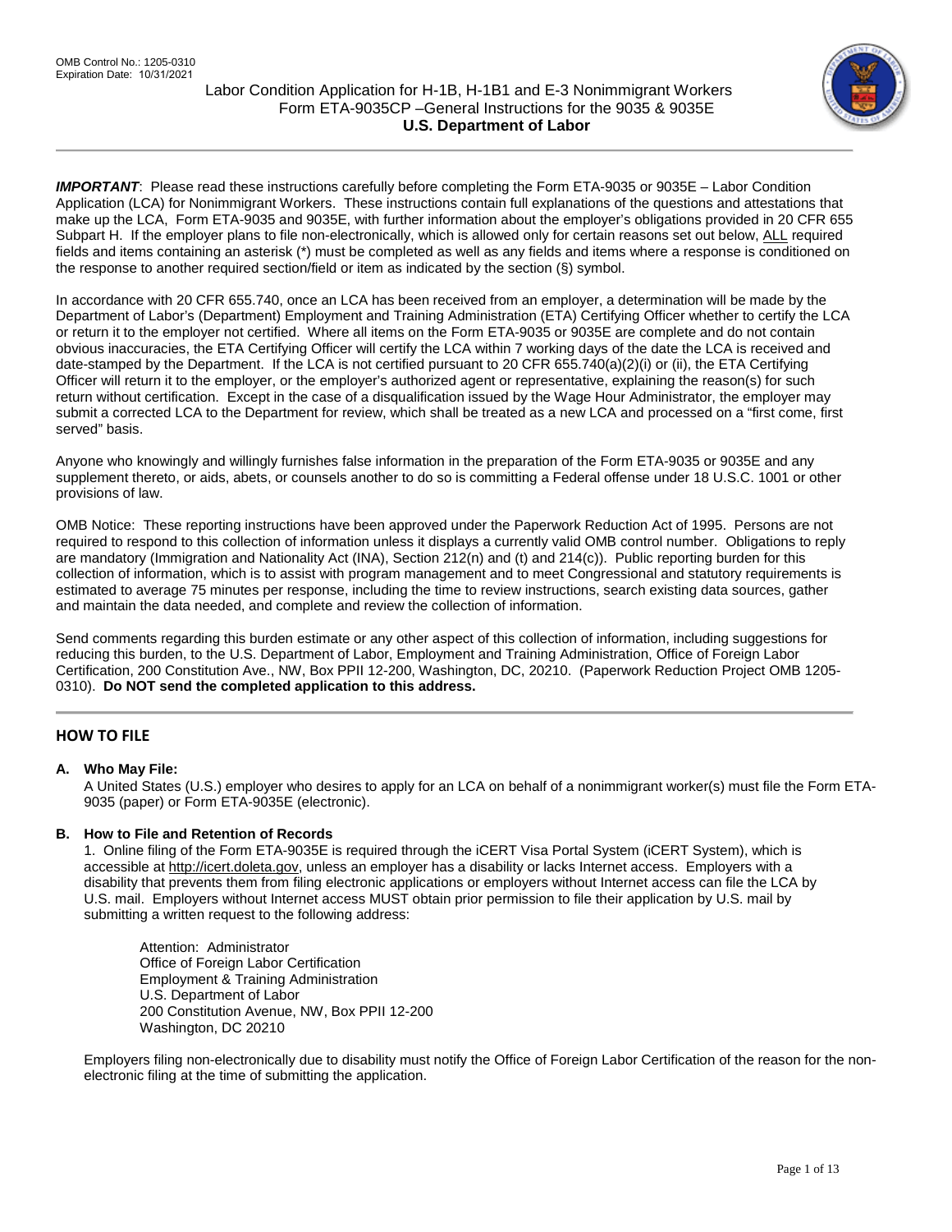OMB Control No.: 1205-0310
Expiration Date: 10/31/2021

# Labor Condition Application for H-1B, H-1B1 and E-3 Nonimmigrant Workers
## Form ETA-9035CP –General Instructions for the 9035 & 9035E
## U.S. Department of Labor

***IMPORTANT***: Please read these instructions carefully before completing the Form ETA-9035 or 9035E – Labor Condition Application (LCA) for Nonimmigrant Workers. These instructions contain full explanations of the questions and attestations that make up the LCA, Form ETA-9035 and 9035E, with further information about the employer's obligations provided in 20 CFR 655 Subpart H. If the employer plans to file non-electronically, which is allowed only for certain reasons set out below, ALL required fields and items containing an asterisk (*) must be completed as well as any fields and items where a response is conditioned on the response to another required section/field or item as indicated by the section (§) symbol.

In accordance with 20 CFR 655.740, once an LCA has been received from an employer, a determination will be made by the Department of Labor's (Department) Employment and Training Administration (ETA) Certifying Officer whether to certify the LCA or return it to the employer not certified. Where all items on the Form ETA-9035 or 9035E are complete and do not contain obvious inaccuracies, the ETA Certifying Officer will certify the LCA within 7 working days of the date the LCA is received and date-stamped by the Department. If the LCA is not certified pursuant to 20 CFR 655.740(a)(2)(i) or (ii), the ETA Certifying Officer will return it to the employer, or the employer's authorized agent or representative, explaining the reason(s) for such return without certification. Except in the case of a disqualification issued by the Wage Hour Administrator, the employer may submit a corrected LCA to the Department for review, which shall be treated as a new LCA and processed on a "first come, first served" basis.

Anyone who knowingly and willingly furnishes false information in the preparation of the Form ETA-9035 or 9035E and any supplement thereto, or aids, abets, or counsels another to do so is committing a Federal offense under 18 U.S.C. 1001 or other provisions of law.

OMB Notice: These reporting instructions have been approved under the Paperwork Reduction Act of 1995. Persons are not required to respond to this collection of information unless it displays a currently valid OMB control number. Obligations to reply are mandatory (Immigration and Nationality Act (INA), Section 212(n) and (t) and 214(c)). Public reporting burden for this collection of information, which is to assist with program management and to meet Congressional and statutory requirements is estimated to average 75 minutes per response, including the time to review instructions, search existing data sources, gather and maintain the data needed, and complete and review the collection of information.

Send comments regarding this burden estimate or any other aspect of this collection of information, including suggestions for reducing this burden, to the U.S. Department of Labor, Employment and Training Administration, Office of Foreign Labor Certification, 200 Constitution Ave., NW, Box PPII 12-200, Washington, DC, 20210. (Paperwork Reduction Project OMB 1205-0310). **Do NOT send the completed application to this address.**

## HOW TO FILE

**A. Who May File:**

A United States (U.S.) employer who desires to apply for an LCA on behalf of a nonimmigrant worker(s) must file the Form ETA-9035 (paper) or Form ETA-9035E (electronic).

**B. How to File and Retention of Records**

1. Online filing of the Form ETA-9035E is required through the iCERT Visa Portal System (iCERT System), which is accessible at http://icert.doleta.gov, unless an employer has a disability or lacks Internet access. Employers with a disability that prevents them from filing electronic applications or employers without Internet access can file the LCA by U.S. mail. Employers without Internet access MUST obtain prior permission to file their application by U.S. mail by submitting a written request to the following address:

   Attention: Administrator
   Office of Foreign Labor Certification
   Employment & Training Administration
   U.S. Department of Labor
   200 Constitution Avenue, NW, Box PPII 12-200
   Washington, DC 20210

Employers filing non-electronically due to disability must notify the Office of Foreign Labor Certification of the reason for the non-electronic filing at the time of submitting the application.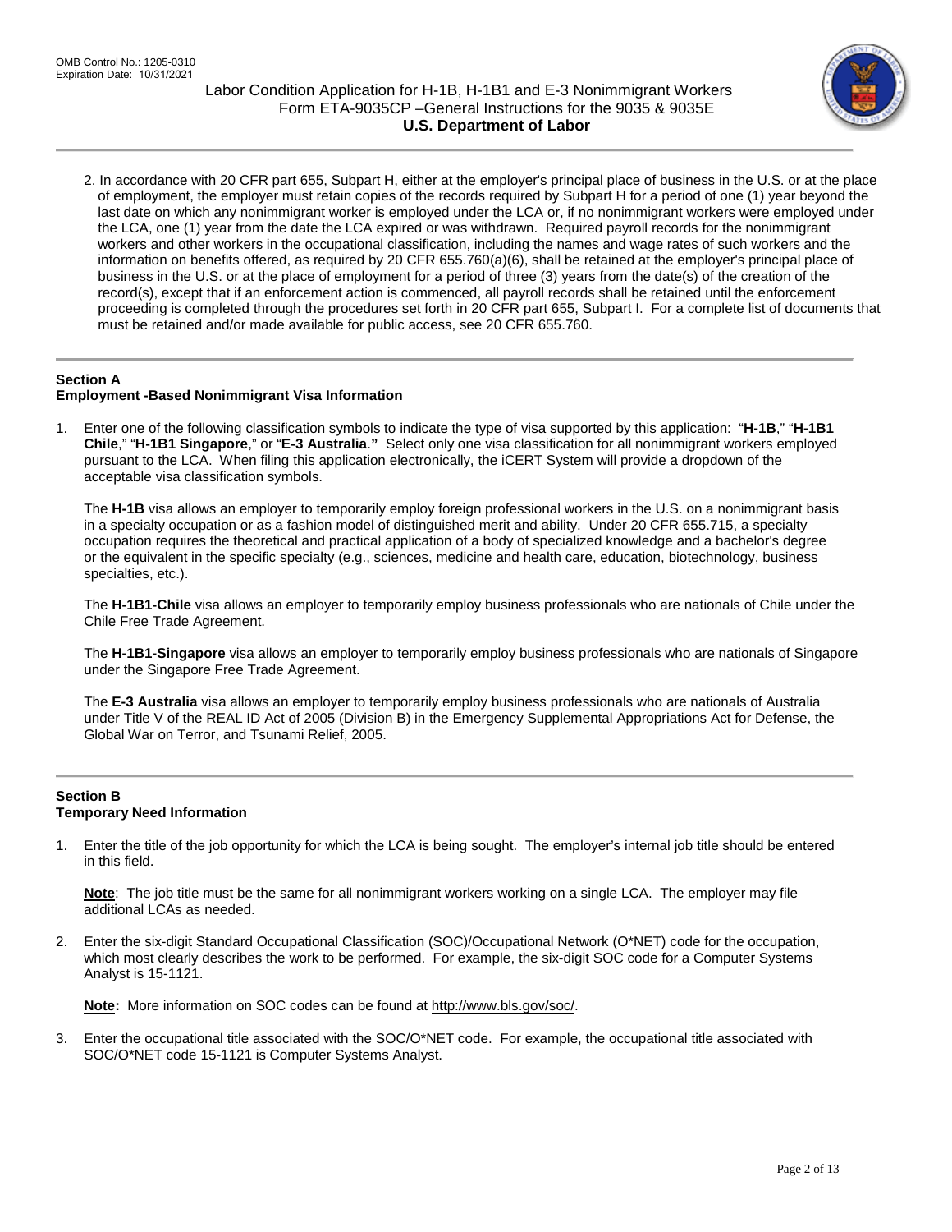2. In accordance with 20 CFR part 655, Subpart H, either at the employer's principal place of business in the U.S. or at the place of employment, the employer must retain copies of the records required by Subpart H for a period of one (1) year beyond the last date on which any nonimmigrant worker is employed under the LCA or, if no nonimmigrant workers were employed under the LCA, one (1) year from the date the LCA expired or was withdrawn. Required payroll records for the nonimmigrant workers and other workers in the occupational classification, including the names and wage rates of such workers and the information on benefits offered, as required by 20 CFR 655.760(a)(6), shall be retained at the employer's principal place of business in the U.S. or at the place of employment for a period of three (3) years from the date(s) of the creation of the record(s), except that if an enforcement action is commenced, all payroll records shall be retained until the enforcement proceeding is completed through the procedures set forth in 20 CFR part 655, Subpart I. For a complete list of documents that must be retained and/or made available for public access, see 20 CFR 655.760.

## Section A
## Employment -Based Nonimmigrant Visa Information

1. Enter one of the following classification symbols to indicate the type of visa supported by this application: "**H-1B**," "**H-1B1 Chile**," "**H-1B1 Singapore**," or "**E-3 Australia**." Select only one visa classification for all nonimmigrant workers employed pursuant to the LCA. When filing this application electronically, the iCERT System will provide a dropdown of the acceptable visa classification symbols.

   The **H-1B** visa allows an employer to temporarily employ foreign professional workers in the U.S. on a nonimmigrant basis in a specialty occupation or as a fashion model of distinguished merit and ability. Under 20 CFR 655.715, a specialty occupation requires the theoretical and practical application of a body of specialized knowledge and a bachelor's degree or the equivalent in the specific specialty (e.g., sciences, medicine and health care, education, biotechnology, business specialties, etc.).

   The **H-1B1-Chile** visa allows an employer to temporarily employ business professionals who are nationals of Chile under the Chile Free Trade Agreement.

   The **H-1B1-Singapore** visa allows an employer to temporarily employ business professionals who are nationals of Singapore under the Singapore Free Trade Agreement.

   The **E-3 Australia** visa allows an employer to temporarily employ business professionals who are nationals of Australia under Title V of the REAL ID Act of 2005 (Division B) in the Emergency Supplemental Appropriations Act for Defense, the Global War on Terror, and Tsunami Relief, 2005.

## Section B
## Temporary Need Information

1. Enter the title of the job opportunity for which the LCA is being sought. The employer's internal job title should be entered in this field.

   **Note**: The job title must be the same for all nonimmigrant workers working on a single LCA. The employer may file additional LCAs as needed.

2. Enter the six-digit Standard Occupational Classification (SOC)/Occupational Network (O*NET) code for the occupation, which most clearly describes the work to be performed. For example, the six-digit SOC code for a Computer Systems Analyst is 15-1121.

   **Note:** More information on SOC codes can be found at http://www.bls.gov/soc/.

3. Enter the occupational title associated with the SOC/O*NET code. For example, the occupational title associated with SOC/O*NET code 15-1121 is Computer Systems Analyst.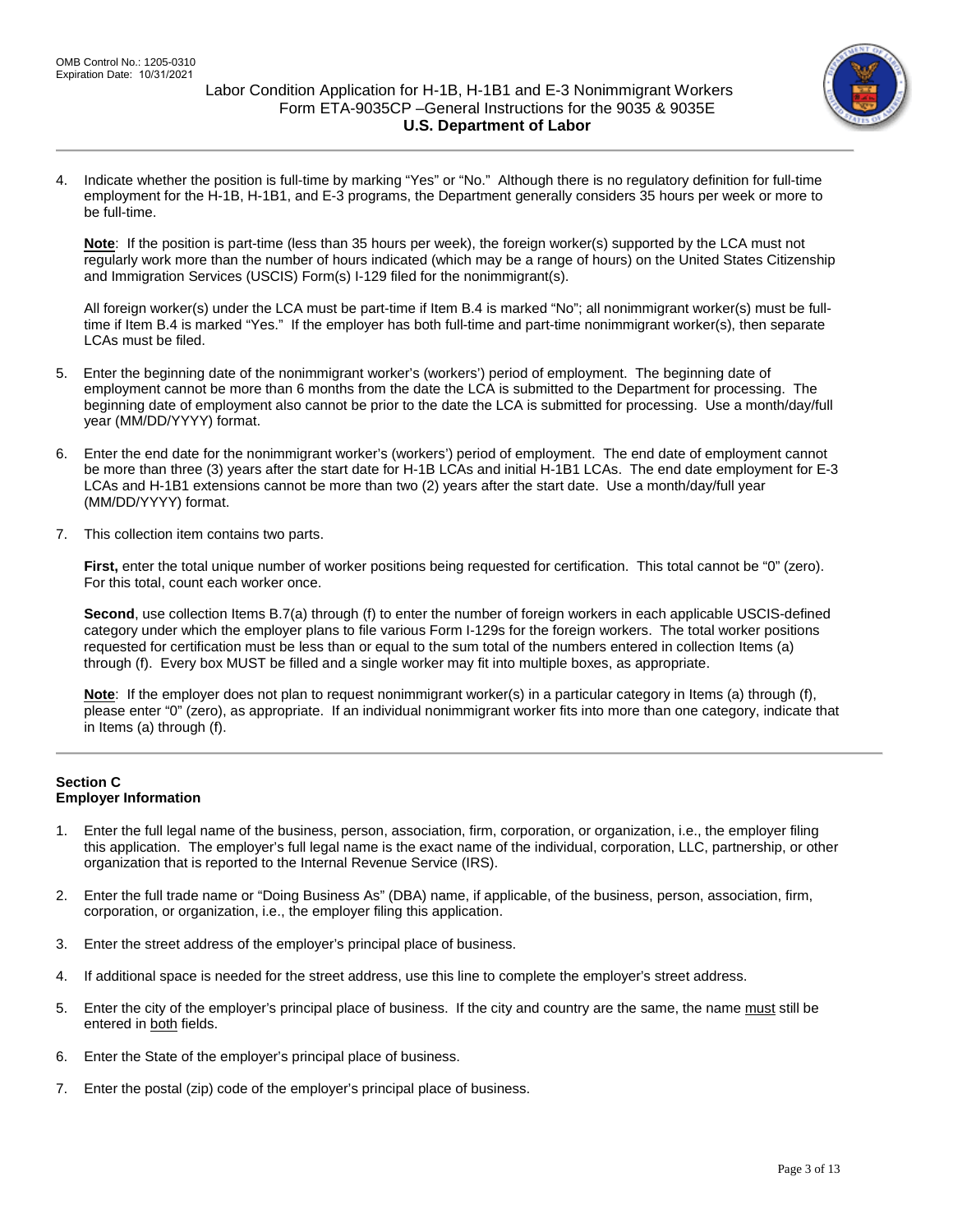4. Indicate whether the position is full-time by marking "Yes" or "No." Although there is no regulatory definition for full-time employment for the H-1B, H-1B1, and E-3 programs, the Department generally considers 35 hours per week or more to be full-time.

   **Note**: If the position is part-time (less than 35 hours per week), the foreign worker(s) supported by the LCA must not regularly work more than the number of hours indicated (which may be a range of hours) on the United States Citizenship and Immigration Services (USCIS) Form(s) I-129 filed for the nonimmigrant(s).

   All foreign worker(s) under the LCA must be part-time if Item B.4 is marked "No"; all nonimmigrant worker(s) must be full-time if Item B.4 is marked "Yes." If the employer has both full-time and part-time nonimmigrant worker(s), then separate LCAs must be filed.

5. Enter the beginning date of the nonimmigrant worker's (workers') period of employment. The beginning date of employment cannot be more than 6 months from the date the LCA is submitted to the Department for processing. The beginning date of employment also cannot be prior to the date the LCA is submitted for processing. Use a month/day/full year (MM/DD/YYYY) format.

6. Enter the end date for the nonimmigrant worker's (workers') period of employment. The end date of employment cannot be more than three (3) years after the start date for H-1B LCAs and initial H-1B1 LCAs. The end date employment for E-3 LCAs and H-1B1 extensions cannot be more than two (2) years after the start date. Use a month/day/full year (MM/DD/YYYY) format.

7. This collection item contains two parts.

   **First,** enter the total unique number of worker positions being requested for certification. This total cannot be "0" (zero). For this total, count each worker once.

   **Second**, use collection Items B.7(a) through (f) to enter the number of foreign workers in each applicable USCIS-defined category under which the employer plans to file various Form I-129s for the foreign workers. The total worker positions requested for certification must be less than or equal to the sum total of the numbers entered in collection Items (a) through (f). Every box MUST be filled and a single worker may fit into multiple boxes, as appropriate.

   **Note**: If the employer does not plan to request nonimmigrant worker(s) in a particular category in Items (a) through (f), please enter "0" (zero), as appropriate. If an individual nonimmigrant worker fits into more than one category, indicate that in Items (a) through (f).

## Section C
## Employer Information

1. Enter the full legal name of the business, person, association, firm, corporation, or organization, i.e., the employer filing this application. The employer's full legal name is the exact name of the individual, corporation, LLC, partnership, or other organization that is reported to the Internal Revenue Service (IRS).

2. Enter the full trade name or "Doing Business As" (DBA) name, if applicable, of the business, person, association, firm, corporation, or organization, i.e., the employer filing this application.

3. Enter the street address of the employer's principal place of business.

4. If additional space is needed for the street address, use this line to complete the employer's street address.

5. Enter the city of the employer's principal place of business. If the city and country are the same, the name <u>must</u> still be entered in <u>both</u> fields.

6. Enter the State of the employer's principal place of business.

7. Enter the postal (zip) code of the employer's principal place of business.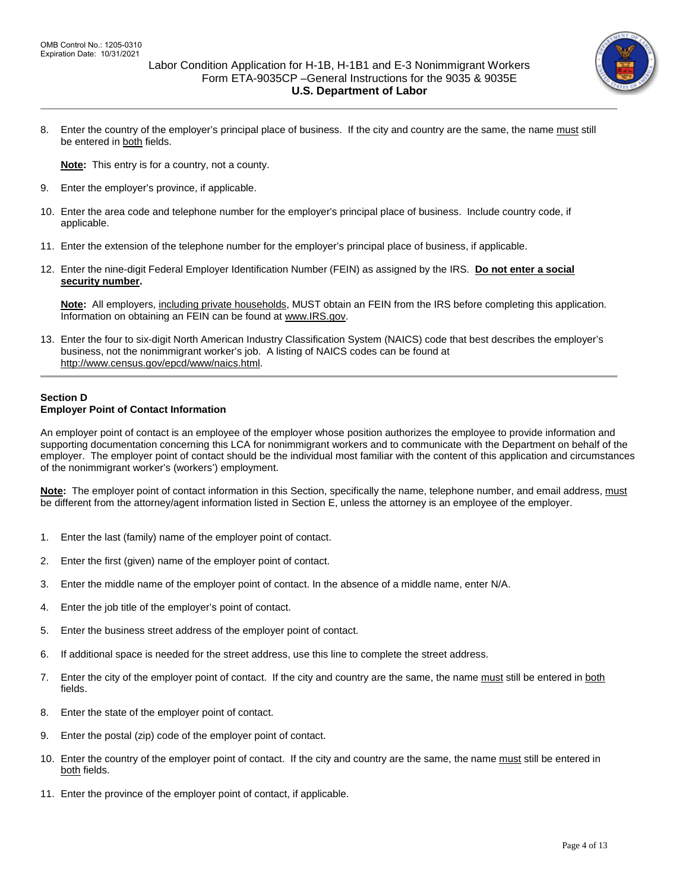8. Enter the country of the employer's principal place of business. If the city and country are the same, the name must still be entered in both fields.

   **Note:** This entry is for a country, not a county.

9. Enter the employer's province, if applicable.

10. Enter the area code and telephone number for the employer's principal place of business. Include country code, if applicable.

11. Enter the extension of the telephone number for the employer's principal place of business, if applicable.

12. Enter the nine-digit Federal Employer Identification Number (FEIN) as assigned by the IRS. **Do not enter a social security number.**

    **Note:** All employers, including private households, MUST obtain an FEIN from the IRS before completing this application. Information on obtaining an FEIN can be found at www.IRS.gov.

13. Enter the four to six-digit North American Industry Classification System (NAICS) code that best describes the employer's business, not the nonimmigrant worker's job. A listing of NAICS codes can be found at http://www.census.gov/epcd/www/naics.html.

---

## Section D
## Employer Point of Contact Information

An employer point of contact is an employee of the employer whose position authorizes the employee to provide information and supporting documentation concerning this LCA for nonimmigrant workers and to communicate with the Department on behalf of the employer. The employer point of contact should be the individual most familiar with the content of this application and circumstances of the nonimmigrant worker's (workers') employment.

**Note:** The employer point of contact information in this Section, specifically the name, telephone number, and email address, must be different from the attorney/agent information listed in Section E, unless the attorney is an employee of the employer.

1. Enter the last (family) name of the employer point of contact.

2. Enter the first (given) name of the employer point of contact.

3. Enter the middle name of the employer point of contact. In the absence of a middle name, enter N/A.

4. Enter the job title of the employer's point of contact.

5. Enter the business street address of the employer point of contact.

6. If additional space is needed for the street address, use this line to complete the street address.

7. Enter the city of the employer point of contact. If the city and country are the same, the name must still be entered in both fields.

8. Enter the state of the employer point of contact.

9. Enter the postal (zip) code of the employer point of contact.

10. Enter the country of the employer point of contact. If the city and country are the same, the name must still be entered in both fields.

11. Enter the province of the employer point of contact, if applicable.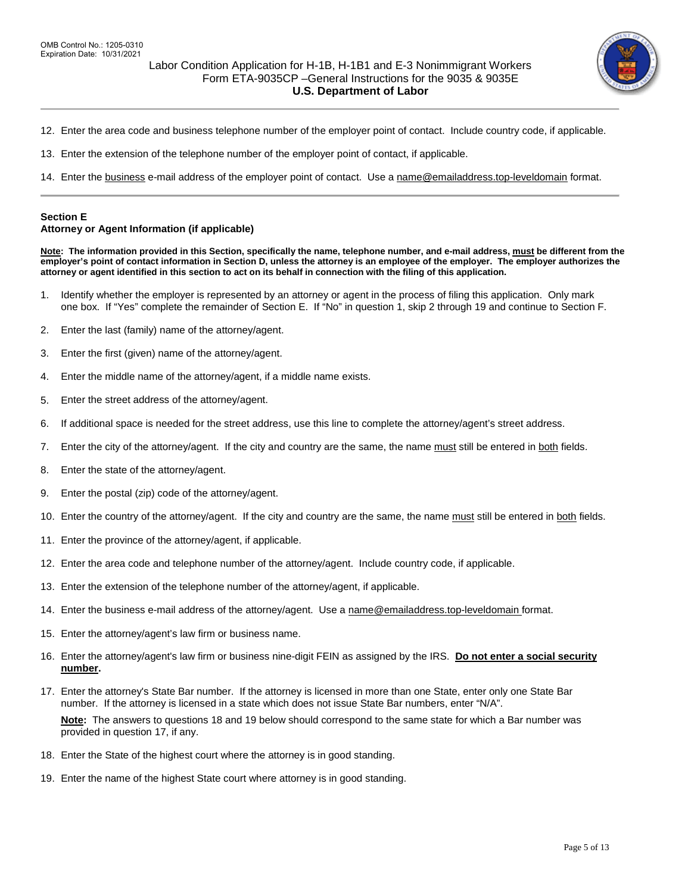12. Enter the area code and business telephone number of the employer point of contact. Include country code, if applicable.

13. Enter the extension of the telephone number of the employer point of contact, if applicable.

14. Enter the business e-mail address of the employer point of contact. Use a name@emailaddress.top-leveldomain format.

---

**Section E**
**Attorney or Agent Information (if applicable)**

**Note: The information provided in this Section, specifically the name, telephone number, and e-mail address, must be different from the employer's point of contact information in Section D, unless the attorney is an employee of the employer. The employer authorizes the attorney or agent identified in this section to act on its behalf in connection with the filing of this application.**

1. Identify whether the employer is represented by an attorney or agent in the process of filing this application. Only mark one box. If "Yes" complete the remainder of Section E. If "No" in question 1, skip 2 through 19 and continue to Section F.

2. Enter the last (family) name of the attorney/agent.

3. Enter the first (given) name of the attorney/agent.

4. Enter the middle name of the attorney/agent, if a middle name exists.

5. Enter the street address of the attorney/agent.

6. If additional space is needed for the street address, use this line to complete the attorney/agent's street address.

7. Enter the city of the attorney/agent. If the city and country are the same, the name must still be entered in both fields.

8. Enter the state of the attorney/agent.

9. Enter the postal (zip) code of the attorney/agent.

10. Enter the country of the attorney/agent. If the city and country are the same, the name must still be entered in both fields.

11. Enter the province of the attorney/agent, if applicable.

12. Enter the area code and telephone number of the attorney/agent. Include country code, if applicable.

13. Enter the extension of the telephone number of the attorney/agent, if applicable.

14. Enter the business e-mail address of the attorney/agent. Use a name@emailaddress.top-leveldomain format.

15. Enter the attorney/agent's law firm or business name.

16. Enter the attorney/agent's law firm or business nine-digit FEIN as assigned by the IRS. **Do not enter a social security number.**

17. Enter the attorney's State Bar number. If the attorney is licensed in more than one State, enter only one State Bar number. If the attorney is licensed in a state which does not issue State Bar numbers, enter "N/A".

    **Note:** The answers to questions 18 and 19 below should correspond to the same state for which a Bar number was provided in question 17, if any.

18. Enter the State of the highest court where the attorney is in good standing.

19. Enter the name of the highest State court where attorney is in good standing.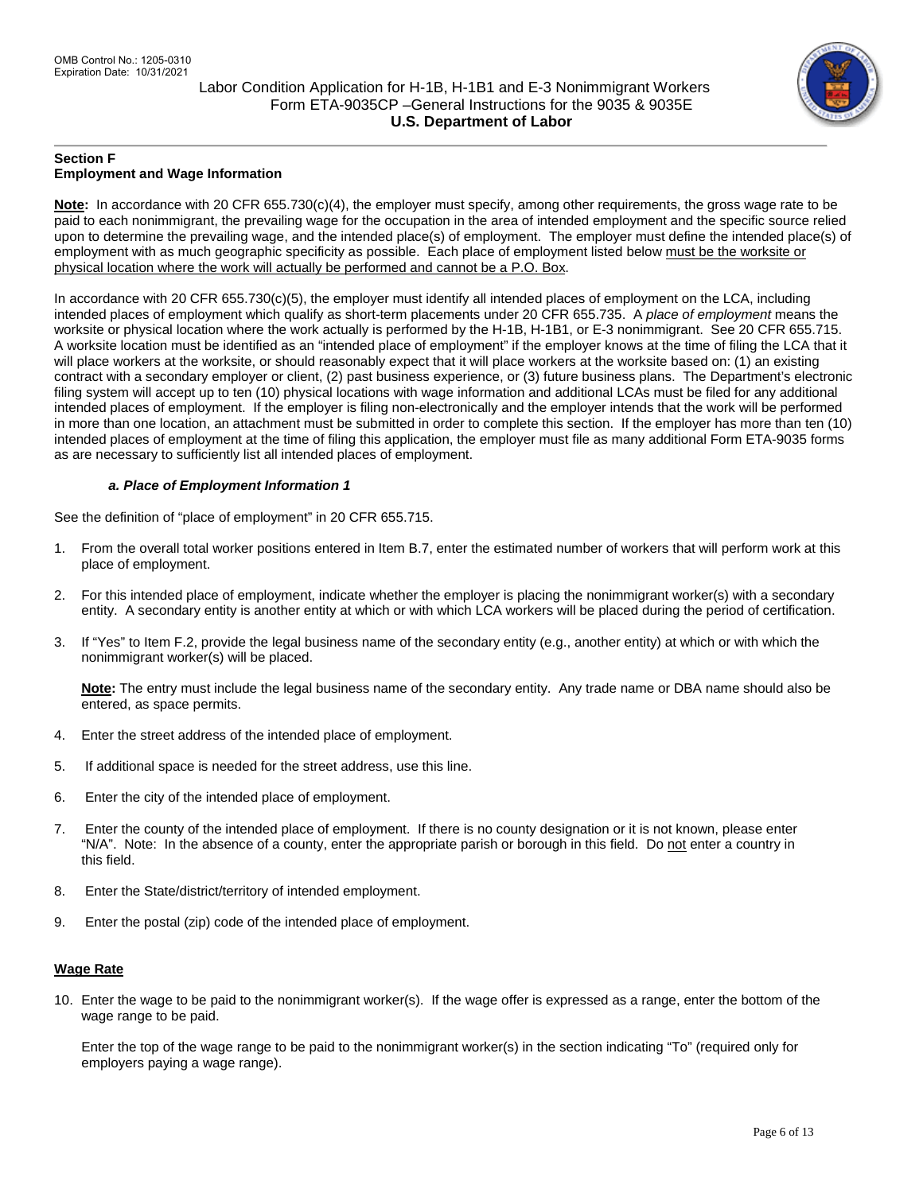### Section F
### Employment and Wage Information

**Note:** In accordance with 20 CFR 655.730(c)(4), the employer must specify, among other requirements, the gross wage rate to be paid to each nonimmigrant, the prevailing wage for the occupation in the area of intended employment and the specific source relied upon to determine the prevailing wage, and the intended place(s) of employment. The employer must define the intended place(s) of employment with as much geographic specificity as possible. Each place of employment listed below must be the worksite or physical location where the work will actually be performed and cannot be a P.O. Box.

In accordance with 20 CFR 655.730(c)(5), the employer must identify all intended places of employment on the LCA, including intended places of employment which qualify as short-term placements under 20 CFR 655.735. A *place of employment* means the worksite or physical location where the work actually is performed by the H-1B, H-1B1, or E-3 nonimmigrant. See 20 CFR 655.715. A worksite location must be identified as an "intended place of employment" if the employer knows at the time of filing the LCA that it will place workers at the worksite, or should reasonably expect that it will place workers at the worksite based on: (1) an existing contract with a secondary employer or client, (2) past business experience, or (3) future business plans. The Department's electronic filing system will accept up to ten (10) physical locations with wage information and additional LCAs must be filed for any additional intended places of employment. If the employer is filing non-electronically and the employer intends that the work will be performed in more than one location, an attachment must be submitted in order to complete this section. If the employer has more than ten (10) intended places of employment at the time of filing this application, the employer must file as many additional Form ETA-9035 forms as are necessary to sufficiently list all intended places of employment.

#### *a. Place of Employment Information 1*

See the definition of "place of employment" in 20 CFR 655.715.

1. From the overall total worker positions entered in Item B.7, enter the estimated number of workers that will perform work at this place of employment.
2. For this intended place of employment, indicate whether the employer is placing the nonimmigrant worker(s) with a secondary entity. A secondary entity is another entity at which or with which LCA workers will be placed during the period of certification.
3. If "Yes" to Item F.2, provide the legal business name of the secondary entity (e.g., another entity) at which or with which the nonimmigrant worker(s) will be placed.

   **Note:** The entry must include the legal business name of the secondary entity. Any trade name or DBA name should also be entered, as space permits.
4. Enter the street address of the intended place of employment.
5. If additional space is needed for the street address, use this line.
6. Enter the city of the intended place of employment.
7. Enter the county of the intended place of employment. If there is no county designation or it is not known, please enter "N/A". Note: In the absence of a county, enter the appropriate parish or borough in this field. Do not enter a country in this field.
8. Enter the State/district/territory of intended employment.
9. Enter the postal (zip) code of the intended place of employment.

**Wage Rate**

10. Enter the wage to be paid to the nonimmigrant worker(s). If the wage offer is expressed as a range, enter the bottom of the wage range to be paid.

    Enter the top of the wage range to be paid to the nonimmigrant worker(s) in the section indicating "To" (required only for employers paying a wage range).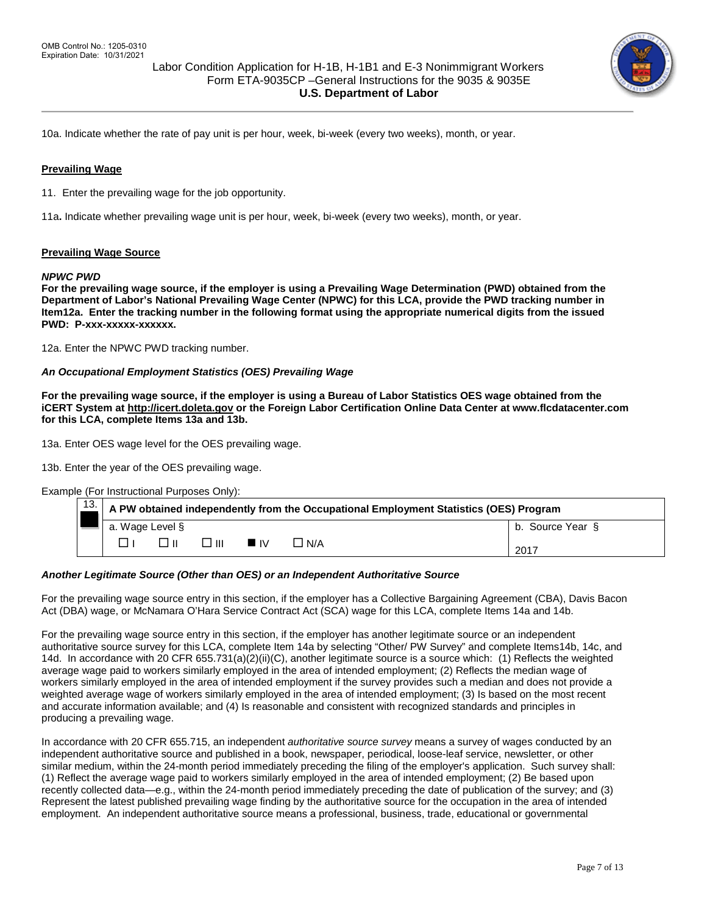10a. Indicate whether the rate of pay unit is per hour, week, bi-week (every two weeks), month, or year.

## Prevailing Wage

11. Enter the prevailing wage for the job opportunity.

11a**.** Indicate whether prevailing wage unit is per hour, week, bi-week (every two weeks), month, or year.

## Prevailing Wage Source

***NPWC PWD***

**For the prevailing wage source, if the employer is using a Prevailing Wage Determination (PWD) obtained from the Department of Labor's National Prevailing Wage Center (NPWC) for this LCA, provide the PWD tracking number in Item12a. Enter the tracking number in the following format using the appropriate numerical digits from the issued PWD: P-xxx-xxxxx-xxxxxx.**

12a. Enter the NPWC PWD tracking number.

***An Occupational Employment Statistics (OES) Prevailing Wage***

**For the prevailing wage source, if the employer is using a Bureau of Labor Statistics OES wage obtained from the iCERT System at http://icert.doleta.gov or the Foreign Labor Certification Online Data Center at www.flcdatacenter.com for this LCA, complete Items 13a and 13b.**

13a. Enter OES wage level for the OES prevailing wage.

13b. Enter the year of the OES prevailing wage.

Example (For Instructional Purposes Only):

| 13. | A PW obtained independently from the Occupational Employment Statistics (OES) Program | |
|---|---|---|
| ■ | a. Wage Level § | b. Source Year § |
| | ☐ I ☐ II ☐ III ■ IV ☐ N/A | 2017 |

***Another Legitimate Source (Other than OES) or an Independent Authoritative Source***

For the prevailing wage source entry in this section, if the employer has a Collective Bargaining Agreement (CBA), Davis Bacon Act (DBA) wage, or McNamara O'Hara Service Contract Act (SCA) wage for this LCA, complete Items 14a and 14b.

For the prevailing wage source entry in this section, if the employer has another legitimate source or an independent authoritative source survey for this LCA, complete Item 14a by selecting "Other/ PW Survey" and complete Items14b, 14c, and 14d. In accordance with 20 CFR 655.731(a)(2)(ii)(C), another legitimate source is a source which: (1) Reflects the weighted average wage paid to workers similarly employed in the area of intended employment; (2) Reflects the median wage of workers similarly employed in the area of intended employment if the survey provides such a median and does not provide a weighted average wage of workers similarly employed in the area of intended employment; (3) Is based on the most recent and accurate information available; and (4) Is reasonable and consistent with recognized standards and principles in producing a prevailing wage.

In accordance with 20 CFR 655.715, an independent *authoritative source survey* means a survey of wages conducted by an independent authoritative source and published in a book, newspaper, periodical, loose-leaf service, newsletter, or other similar medium, within the 24-month period immediately preceding the filing of the employer's application. Such survey shall: (1) Reflect the average wage paid to workers similarly employed in the area of intended employment; (2) Be based upon recently collected data—e.g., within the 24-month period immediately preceding the date of publication of the survey; and (3) Represent the latest published prevailing wage finding by the authoritative source for the occupation in the area of intended employment. An independent authoritative source means a professional, business, trade, educational or governmental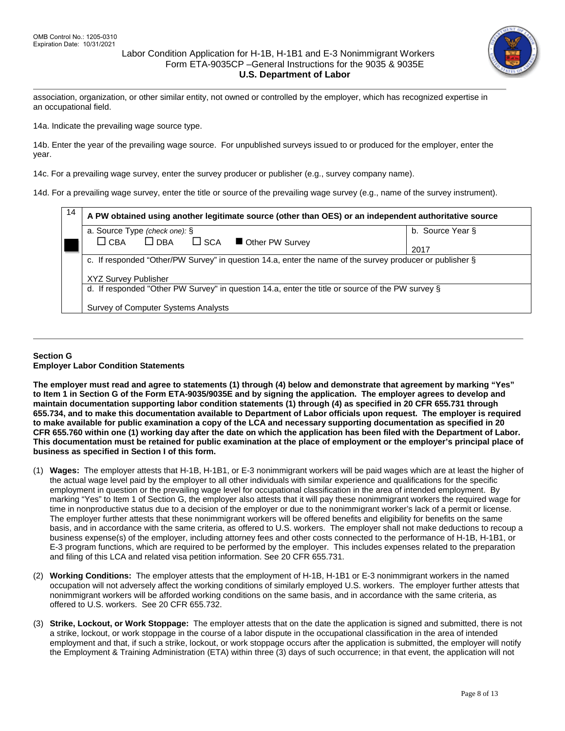association, organization, or other similar entity, not owned or controlled by the employer, which has recognized expertise in an occupational field.

14a. Indicate the prevailing wage source type.

14b. Enter the year of the prevailing wage source. For unpublished surveys issued to or produced for the employer, enter the year.

14c. For a prevailing wage survey, enter the survey producer or publisher (e.g., survey company name).

14d. For a prevailing wage survey, enter the title or source of the prevailing wage survey (e.g., name of the survey instrument).

| 14 | A PW obtained using another legitimate source (other than OES) or an independent authoritative source | |
|---|---|---|
| ■ | a. Source Type *(check one):* § ☐ CBA ☐ DBA ☐ SCA ■ Other PW Survey | b. Source Year § 2017 |
| | c. If responded “Other/PW Survey” in question 14.a, enter the name of the survey producer or publisher § XYZ Survey Publisher | |
| | d. If responded "Other PW Survey" in question 14.a, enter the title or source of the PW survey § Survey of Computer Systems Analysts | |

## Section G
## Employer Labor Condition Statements

**The employer must read and agree to statements (1) through (4) below and demonstrate that agreement by marking “Yes” to Item 1 in Section G of the Form ETA-9035/9035E and by signing the application. The employer agrees to develop and maintain documentation supporting labor condition statements (1) through (4) as specified in 20 CFR 655.731 through 655.734, and to make this documentation available to Department of Labor officials upon request. The employer is required to make available for public examination a copy of the LCA and necessary supporting documentation as specified in 20 CFR 655.760 within one (1) working day after the date on which the application has been filed with the Department of Labor. This documentation must be retained for public examination at the place of employment or the employer’s principal place of business as specified in Section I of this form.**

(1) **Wages:** The employer attests that H-1B, H-1B1, or E-3 nonimmigrant workers will be paid wages which are at least the higher of the actual wage level paid by the employer to all other individuals with similar experience and qualifications for the specific employment in question or the prevailing wage level for occupational classification in the area of intended employment. By marking “Yes” to Item 1 of Section G, the employer also attests that it will pay these nonimmigrant workers the required wage for time in nonproductive status due to a decision of the employer or due to the nonimmigrant worker’s lack of a permit or license. The employer further attests that these nonimmigrant workers will be offered benefits and eligibility for benefits on the same basis, and in accordance with the same criteria, as offered to U.S. workers. The employer shall not make deductions to recoup a business expense(s) of the employer, including attorney fees and other costs connected to the performance of H-1B, H-1B1, or E-3 program functions, which are required to be performed by the employer. This includes expenses related to the preparation and filing of this LCA and related visa petition information. See 20 CFR 655.731.

(2) **Working Conditions:** The employer attests that the employment of H-1B, H-1B1 or E-3 nonimmigrant workers in the named occupation will not adversely affect the working conditions of similarly employed U.S. workers. The employer further attests that nonimmigrant workers will be afforded working conditions on the same basis, and in accordance with the same criteria, as offered to U.S. workers. See 20 CFR 655.732.

(3) **Strike, Lockout, or Work Stoppage:** The employer attests that on the date the application is signed and submitted, there is not a strike, lockout, or work stoppage in the course of a labor dispute in the occupational classification in the area of intended employment and that, if such a strike, lockout, or work stoppage occurs after the application is submitted, the employer will notify the Employment & Training Administration (ETA) within three (3) days of such occurrence; in that event, the application will not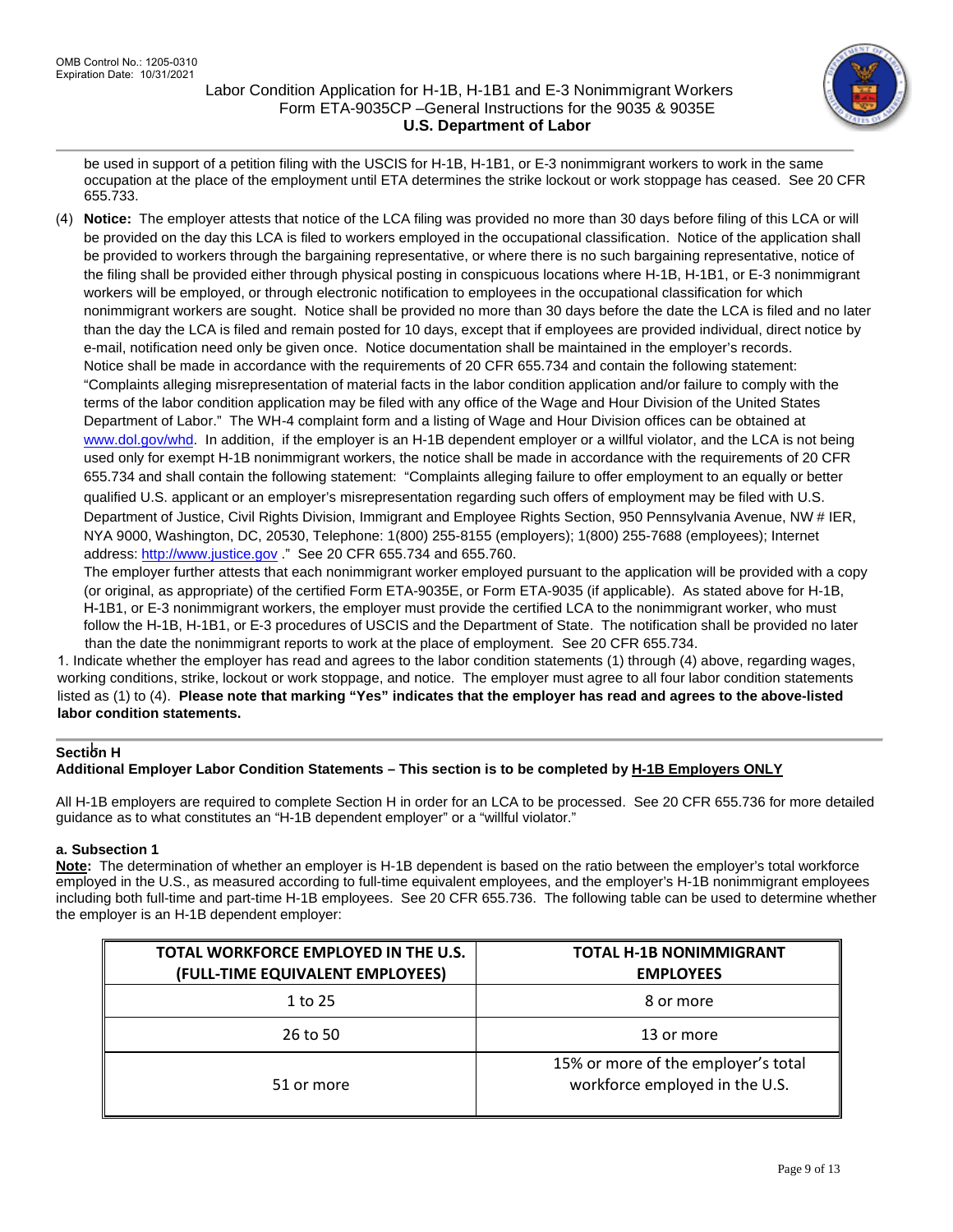be used in support of a petition filing with the USCIS for H-1B, H-1B1, or E-3 nonimmigrant workers to work in the same occupation at the place of the employment until ETA determines the strike lockout or work stoppage has ceased. See 20 CFR 655.733.

(4) **Notice:** The employer attests that notice of the LCA filing was provided no more than 30 days before filing of this LCA or will be provided on the day this LCA is filed to workers employed in the occupational classification. Notice of the application shall be provided to workers through the bargaining representative, or where there is no such bargaining representative, notice of the filing shall be provided either through physical posting in conspicuous locations where H-1B, H-1B1, or E-3 nonimmigrant workers will be employed, or through electronic notification to employees in the occupational classification for which nonimmigrant workers are sought. Notice shall be provided no more than 30 days before the date the LCA is filed and no later than the day the LCA is filed and remain posted for 10 days, except that if employees are provided individual, direct notice by e-mail, notification need only be given once. Notice documentation shall be maintained in the employer's records.
Notice shall be made in accordance with the requirements of 20 CFR 655.734 and contain the following statement: "Complaints alleging misrepresentation of material facts in the labor condition application and/or failure to comply with the terms of the labor condition application may be filed with any office of the Wage and Hour Division of the United States Department of Labor." The WH-4 complaint form and a listing of Wage and Hour Division offices can be obtained at www.dol.gov/whd. In addition, if the employer is an H-1B dependent employer or a willful violator, and the LCA is not being used only for exempt H-1B nonimmigrant workers, the notice shall be made in accordance with the requirements of 20 CFR 655.734 and shall contain the following statement: "Complaints alleging failure to offer employment to an equally or better qualified U.S. applicant or an employer's misrepresentation regarding such offers of employment may be filed with U.S. Department of Justice, Civil Rights Division, Immigrant and Employee Rights Section, 950 Pennsylvania Avenue, NW # IER, NYA 9000, Washington, DC, 20530, Telephone: 1(800) 255-8155 (employers); 1(800) 255-7688 (employees); Internet address: http://www.justice.gov ." See 20 CFR 655.734 and 655.760.
The employer further attests that each nonimmigrant worker employed pursuant to the application will be provided with a copy (or original, as appropriate) of the certified Form ETA-9035E, or Form ETA-9035 (if applicable). As stated above for H-1B, H-1B1, or E-3 nonimmigrant workers, the employer must provide the certified LCA to the nonimmigrant worker, who must follow the H-1B, H-1B1, or E-3 procedures of USCIS and the Department of State. The notification shall be provided no later than the date the nonimmigrant reports to work at the place of employment. See 20 CFR 655.734.

1. Indicate whether the employer has read and agrees to the labor condition statements (1) through (4) above, regarding wages, working conditions, strike, lockout or work stoppage, and notice. The employer must agree to all four labor condition statements listed as (1) to (4). **Please note that marking "Yes" indicates that the employer has read and agrees to the above-listed labor condition statements.**

## Section H

**Additional Employer Labor Condition Statements – This section is to be completed by H-1B Employers ONLY**

All H-1B employers are required to complete Section H in order for an LCA to be processed. See 20 CFR 655.736 for more detailed guidance as to what constitutes an "H-1B dependent employer" or a "willful violator."

### a. Subsection 1

**Note:** The determination of whether an employer is H-1B dependent is based on the ratio between the employer's total workforce employed in the U.S., as measured according to full-time equivalent employees, and the employer's H-1B nonimmigrant employees including both full-time and part-time H-1B employees. See 20 CFR 655.736. The following table can be used to determine whether the employer is an H-1B dependent employer:

| TOTAL WORKFORCE EMPLOYED IN THE U.S. (FULL-TIME EQUIVALENT EMPLOYEES) | TOTAL H-1B NONIMMIGRANT EMPLOYEES |
|---|---|
| 1 to 25 | 8 or more |
| 26 to 50 | 13 or more |
| 51 or more | 15% or more of the employer's total workforce employed in the U.S. |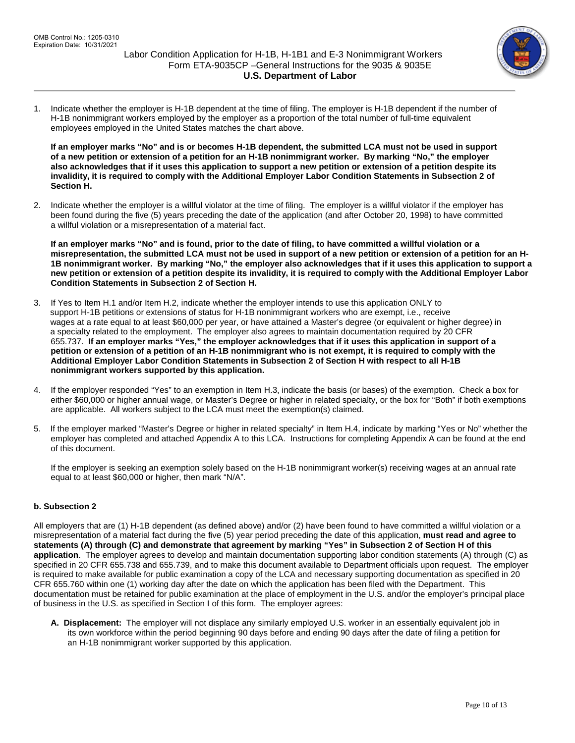1. Indicate whether the employer is H-1B dependent at the time of filing. The employer is H-1B dependent if the number of H-1B nonimmigrant workers employed by the employer as a proportion of the total number of full-time equivalent employees employed in the United States matches the chart above.

   **If an employer marks "No" and is or becomes H-1B dependent, the submitted LCA must not be used in support of a new petition or extension of a petition for an H-1B nonimmigrant worker. By marking "No," the employer also acknowledges that if it uses this application to support a new petition or extension of a petition despite its invalidity, it is required to comply with the Additional Employer Labor Condition Statements in Subsection 2 of Section H.**

2. Indicate whether the employer is a willful violator at the time of filing. The employer is a willful violator if the employer has been found during the five (5) years preceding the date of the application (and after October 20, 1998) to have committed a willful violation or a misrepresentation of a material fact.

   **If an employer marks "No" and is found, prior to the date of filing, to have committed a willful violation or a misrepresentation, the submitted LCA must not be used in support of a new petition or extension of a petition for an H-1B nonimmigrant worker. By marking "No," the employer also acknowledges that if it uses this application to support a new petition or extension of a petition despite its invalidity, it is required to comply with the Additional Employer Labor Condition Statements in Subsection 2 of Section H.**

3. If Yes to Item H.1 and/or Item H.2, indicate whether the employer intends to use this application ONLY to support H-1B petitions or extensions of status for H-1B nonimmigrant workers who are exempt, i.e., receive wages at a rate equal to at least $60,000 per year, or have attained a Master's degree (or equivalent or higher degree) in a specialty related to the employment. The employer also agrees to maintain documentation required by 20 CFR 655.737. **If an employer marks "Yes," the employer acknowledges that if it uses this application in support of a petition or extension of a petition of an H-1B nonimmigrant worker who is not exempt, it is required to comply with the Additional Employer Labor Condition Statements in Subsection 2 of Section H with respect to all H-1B nonimmigrant workers supported by this application.**

4. If the employer responded "Yes" to an exemption in Item H.3, indicate the basis (or bases) of the exemption. Check a box for either $60,000 or higher annual wage, or Master's Degree or higher in related specialty, or the box for "Both" if both exemptions are applicable. All workers subject to the LCA must meet the exemption(s) claimed.

5. If the employer marked "Master's Degree or higher in related specialty" in Item H.4, indicate by marking "Yes or No" whether the employer has completed and attached Appendix A to this LCA. Instructions for completing Appendix A can be found at the end of this document.

   If the employer is seeking an exemption solely based on the H-1B nonimmigrant worker(s) receiving wages at an annual rate equal to at least $60,000 or higher, then mark "N/A".

**b. Subsection 2**

All employers that are (1) H-1B dependent (as defined above) and/or (2) have been found to have committed a willful violation or a misrepresentation of a material fact during the five (5) year period preceding the date of this application, **must read and agree to statements (A) through (C) and demonstrate that agreement by marking "Yes" in Subsection 2 of Section H of this application**. The employer agrees to develop and maintain documentation supporting labor condition statements (A) through (C) as specified in 20 CFR 655.738 and 655.739, and to make this document available to Department officials upon request. The employer is required to make available for public examination a copy of the LCA and necessary supporting documentation as specified in 20 CFR 655.760 within one (1) working day after the date on which the application has been filed with the Department. This documentation must be retained for public examination at the place of employment in the U.S. and/or the employer's principal place of business in the U.S. as specified in Section I of this form. The employer agrees:

**A. Displacement:** The employer will not displace any similarly employed U.S. worker in an essentially equivalent job in its own workforce within the period beginning 90 days before and ending 90 days after the date of filing a petition for an H-1B nonimmigrant worker supported by this application.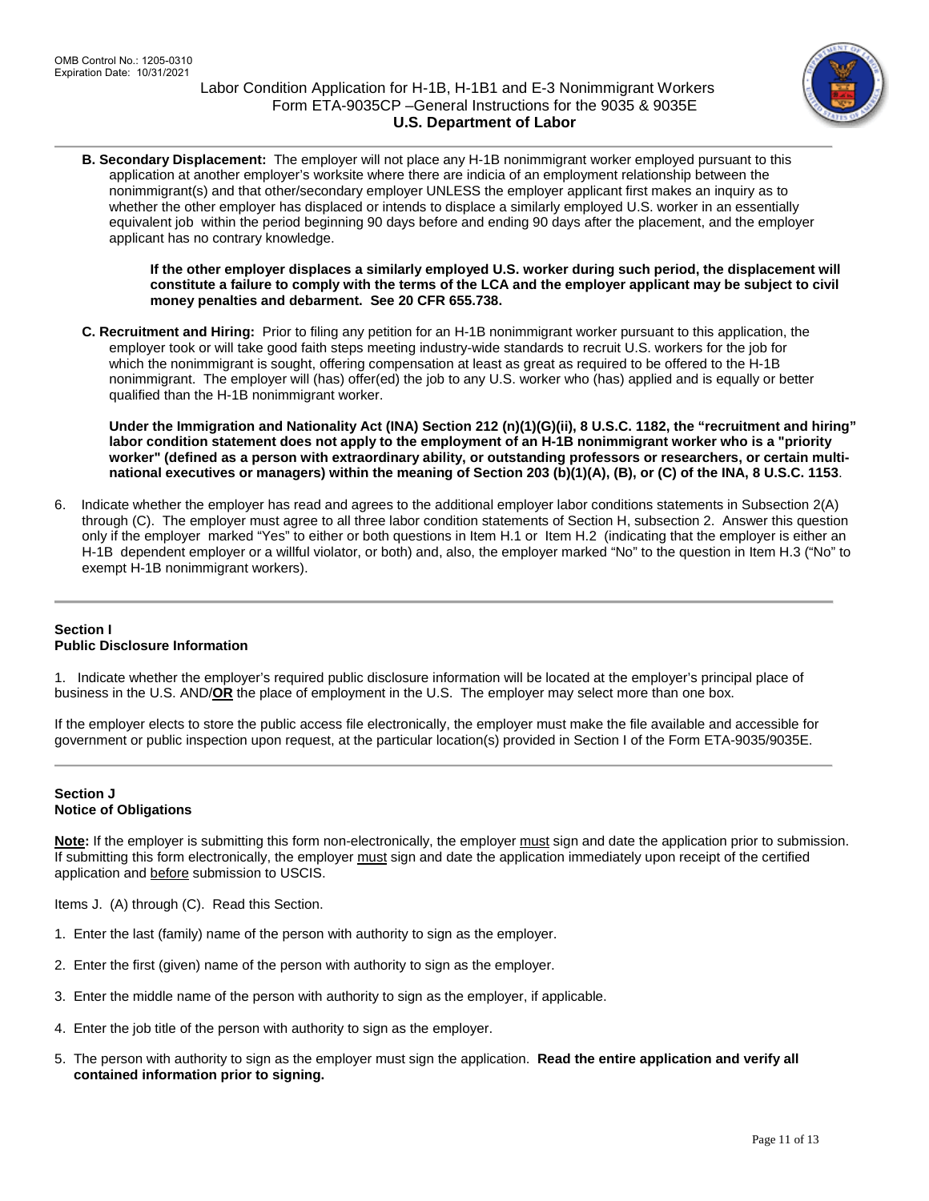**B. Secondary Displacement:** The employer will not place any H-1B nonimmigrant worker employed pursuant to this application at another employer's worksite where there are indicia of an employment relationship between the nonimmigrant(s) and that other/secondary employer UNLESS the employer applicant first makes an inquiry as to whether the other employer has displaced or intends to displace a similarly employed U.S. worker in an essentially equivalent job within the period beginning 90 days before and ending 90 days after the placement, and the employer applicant has no contrary knowledge.

**If the other employer displaces a similarly employed U.S. worker during such period, the displacement will constitute a failure to comply with the terms of the LCA and the employer applicant may be subject to civil money penalties and debarment. See 20 CFR 655.738.**

**C. Recruitment and Hiring:** Prior to filing any petition for an H-1B nonimmigrant worker pursuant to this application, the employer took or will take good faith steps meeting industry-wide standards to recruit U.S. workers for the job for which the nonimmigrant is sought, offering compensation at least as great as required to be offered to the H-1B nonimmigrant. The employer will (has) offer(ed) the job to any U.S. worker who (has) applied and is equally or better qualified than the H-1B nonimmigrant worker.

**Under the Immigration and Nationality Act (INA) Section 212 (n)(1)(G)(ii), 8 U.S.C. 1182, the "recruitment and hiring" labor condition statement does not apply to the employment of an H-1B nonimmigrant worker who is a "priority worker" (defined as a person with extraordinary ability, or outstanding professors or researchers, or certain multi-national executives or managers) within the meaning of Section 203 (b)(1)(A), (B), or (C) of the INA, 8 U.S.C. 1153**.

6. Indicate whether the employer has read and agrees to the additional employer labor conditions statements in Subsection 2(A) through (C). The employer must agree to all three labor condition statements of Section H, subsection 2. Answer this question only if the employer marked "Yes" to either or both questions in Item H.1 or Item H.2 (indicating that the employer is either an H-1B dependent employer or a willful violator, or both) and, also, the employer marked "No" to the question in Item H.3 ("No" to exempt H-1B nonimmigrant workers).

---

## Section I
## Public Disclosure Information

1. Indicate whether the employer's required public disclosure information will be located at the employer's principal place of business in the U.S. AND/**<u>OR</u>** the place of employment in the U.S. The employer may select more than one box.

If the employer elects to store the public access file electronically, the employer must make the file available and accessible for government or public inspection upon request, at the particular location(s) provided in Section I of the Form ETA-9035/9035E.

---

## Section J
## Notice of Obligations

**<u>Note</u>:** If the employer is submitting this form non-electronically, the employer <u>must</u> sign and date the application prior to submission. If submitting this form electronically, the employer <u>must</u> sign and date the application immediately upon receipt of the certified application and <u>before</u> submission to USCIS.

Items J. (A) through (C). Read this Section.

1. Enter the last (family) name of the person with authority to sign as the employer.
2. Enter the first (given) name of the person with authority to sign as the employer.
3. Enter the middle name of the person with authority to sign as the employer, if applicable.
4. Enter the job title of the person with authority to sign as the employer.
5. The person with authority to sign as the employer must sign the application. **Read the entire application and verify all contained information prior to signing.**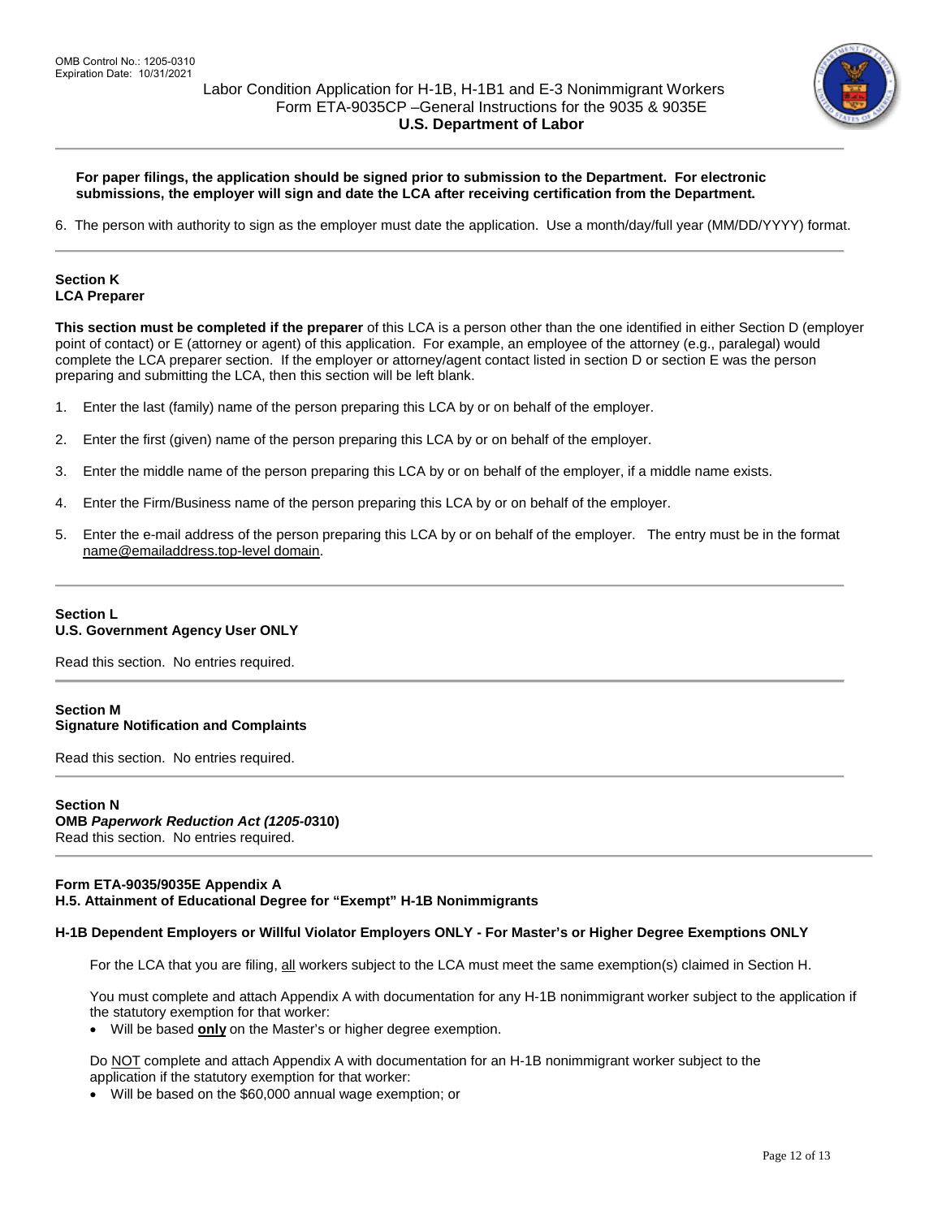**For paper filings, the application should be signed prior to submission to the Department. For electronic submissions, the employer will sign and date the LCA after receiving certification from the Department.**

6. The person with authority to sign as the employer must date the application. Use a month/day/full year (MM/DD/YYYY) format.

## Section K
## LCA Preparer

**This section must be completed if the preparer** of this LCA is a person other than the one identified in either Section D (employer point of contact) or E (attorney or agent) of this application. For example, an employee of the attorney (e.g., paralegal) would complete the LCA preparer section. If the employer or attorney/agent contact listed in section D or section E was the person preparing and submitting the LCA, then this section will be left blank.

1. Enter the last (family) name of the person preparing this LCA by or on behalf of the employer.
2. Enter the first (given) name of the person preparing this LCA by or on behalf of the employer.
3. Enter the middle name of the person preparing this LCA by or on behalf of the employer, if a middle name exists.
4. Enter the Firm/Business name of the person preparing this LCA by or on behalf of the employer.
5. Enter the e-mail address of the person preparing this LCA by or on behalf of the employer. The entry must be in the format name@emailaddress.top-level domain.

## Section L
## U.S. Government Agency User ONLY

Read this section. No entries required.

## Section M
## Signature Notification and Complaints

Read this section. No entries required.

## Section N
## OMB *Paperwork Reduction Act (1205-0*310)

Read this section. No entries required.

## Form ETA-9035/9035E Appendix A
## H.5. Attainment of Educational Degree for "Exempt" H-1B Nonimmigrants

**H-1B Dependent Employers or Willful Violator Employers ONLY - For Master's or Higher Degree Exemptions ONLY**

For the LCA that you are filing, all workers subject to the LCA must meet the same exemption(s) claimed in Section H.

You must complete and attach Appendix A with documentation for any H-1B nonimmigrant worker subject to the application if the statutory exemption for that worker:

- Will be based **only** on the Master's or higher degree exemption.

Do NOT complete and attach Appendix A with documentation for an H-1B nonimmigrant worker subject to the application if the statutory exemption for that worker:

- Will be based on the $60,000 annual wage exemption; or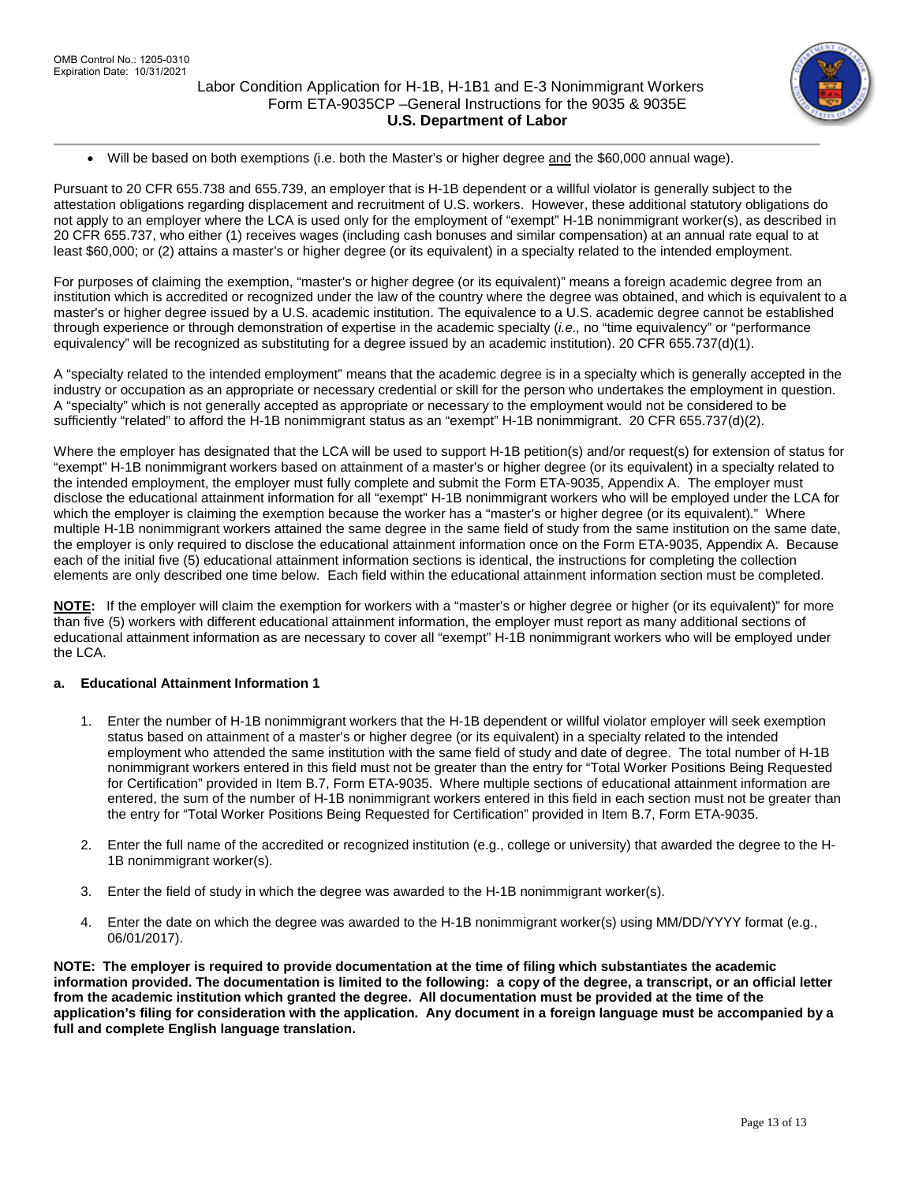- Will be based on both exemptions (i.e. both the Master's or higher degree and the $60,000 annual wage).

Pursuant to 20 CFR 655.738 and 655.739, an employer that is H-1B dependent or a willful violator is generally subject to the attestation obligations regarding displacement and recruitment of U.S. workers. However, these additional statutory obligations do not apply to an employer where the LCA is used only for the employment of "exempt" H-1B nonimmigrant worker(s), as described in 20 CFR 655.737, who either (1) receives wages (including cash bonuses and similar compensation) at an annual rate equal to at least $60,000; or (2) attains a master's or higher degree (or its equivalent) in a specialty related to the intended employment.

For purposes of claiming the exemption, "master's or higher degree (or its equivalent)" means a foreign academic degree from an institution which is accredited or recognized under the law of the country where the degree was obtained, and which is equivalent to a master's or higher degree issued by a U.S. academic institution. The equivalence to a U.S. academic degree cannot be established through experience or through demonstration of expertise in the academic specialty (*i.e.,* no "time equivalency" or "performance equivalency" will be recognized as substituting for a degree issued by an academic institution). 20 CFR 655.737(d)(1).

A "specialty related to the intended employment" means that the academic degree is in a specialty which is generally accepted in the industry or occupation as an appropriate or necessary credential or skill for the person who undertakes the employment in question. A "specialty" which is not generally accepted as appropriate or necessary to the employment would not be considered to be sufficiently "related" to afford the H-1B nonimmigrant status as an "exempt" H-1B nonimmigrant. 20 CFR 655.737(d)(2).

Where the employer has designated that the LCA will be used to support H-1B petition(s) and/or request(s) for extension of status for "exempt" H-1B nonimmigrant workers based on attainment of a master's or higher degree (or its equivalent) in a specialty related to the intended employment, the employer must fully complete and submit the Form ETA-9035, Appendix A. The employer must disclose the educational attainment information for all "exempt" H-1B nonimmigrant workers who will be employed under the LCA for which the employer is claiming the exemption because the worker has a "master's or higher degree (or its equivalent)." Where multiple H-1B nonimmigrant workers attained the same degree in the same field of study from the same institution on the same date, the employer is only required to disclose the educational attainment information once on the Form ETA-9035, Appendix A. Because each of the initial five (5) educational attainment information sections is identical, the instructions for completing the collection elements are only described one time below. Each field within the educational attainment information section must be completed.

**NOTE:** If the employer will claim the exemption for workers with a "master's or higher degree or higher (or its equivalent)" for more than five (5) workers with different educational attainment information, the employer must report as many additional sections of educational attainment information as are necessary to cover all "exempt" H-1B nonimmigrant workers who will be employed under the LCA.

**a. Educational Attainment Information 1**

1. Enter the number of H-1B nonimmigrant workers that the H-1B dependent or willful violator employer will seek exemption status based on attainment of a master's or higher degree (or its equivalent) in a specialty related to the intended employment who attended the same institution with the same field of study and date of degree. The total number of H-1B nonimmigrant workers entered in this field must not be greater than the entry for "Total Worker Positions Being Requested for Certification" provided in Item B.7, Form ETA-9035. Where multiple sections of educational attainment information are entered, the sum of the number of H-1B nonimmigrant workers entered in this field in each section must not be greater than the entry for "Total Worker Positions Being Requested for Certification" provided in Item B.7, Form ETA-9035.

2. Enter the full name of the accredited or recognized institution (e.g., college or university) that awarded the degree to the H-1B nonimmigrant worker(s).

3. Enter the field of study in which the degree was awarded to the H-1B nonimmigrant worker(s).

4. Enter the date on which the degree was awarded to the H-1B nonimmigrant worker(s) using MM/DD/YYYY format (e.g., 06/01/2017).

**NOTE: The employer is required to provide documentation at the time of filing which substantiates the academic information provided. The documentation is limited to the following: a copy of the degree, a transcript, or an official letter from the academic institution which granted the degree. All documentation must be provided at the time of the application's filing for consideration with the application. Any document in a foreign language must be accompanied by a full and complete English language translation.**